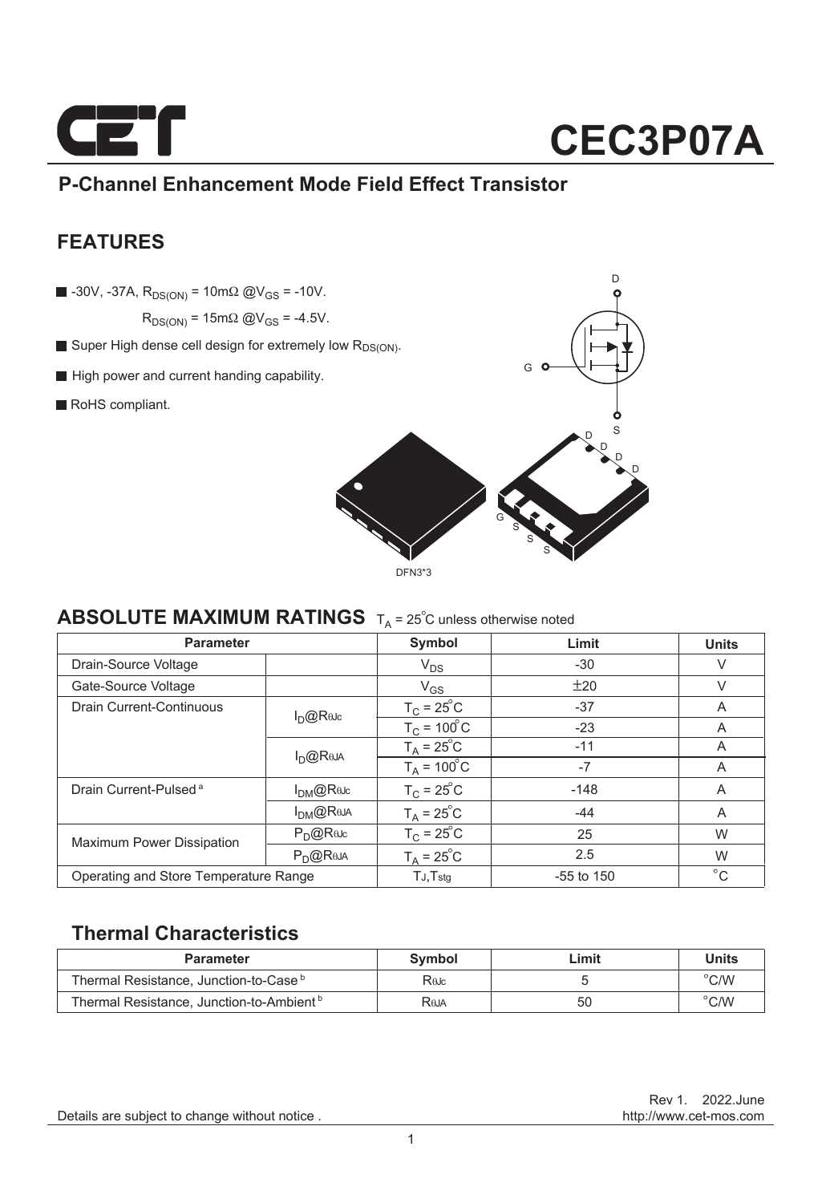# CEC3P07A

## P-Channel Enhancement Mode Field Effect Transistor

## FEATURES

- -30V, -37A, $R_{DS(ON)}$ = 10mΩ @$V_{GS}$ = -10V.
  $R_{DS(ON)}$ = 15mΩ @$V_{GS}$ = -4.5V.
- Super High dense cell design for extremely low $R_{DS(ON)}$.
- High power and current handing capability.
- RoHS compliant.

DFN3*3

## ABSOLUTE MAXIMUM RATINGS $T_A$ = 25°C unless otherwise noted

| Parameter | | Symbol | Limit | Units |
|---|---|---|---|---|
| Drain-Source Voltage | | $V_{DS}$ | -30 | V |
| Gate-Source Voltage | | $V_{GS}$ | ±20 | V |
| Drain Current-Continuous | $I_D$@$R_{\theta Jc}$ | $T_C$ = 25°C | -37 | A |
| | | $T_C$ = 100°C | -23 | A |
| | $I_D$@$R_{\theta JA}$ | $T_A$ = 25°C | -11 | A |
| | | $T_A$ = 100°C | -7 | A |
| Drain Current-Pulsed [a] | $I_{DM}$@$R_{\theta Jc}$ | $T_C$ = 25°C | -148 | A |
| | $I_{DM}$@$R_{\theta JA}$ | $T_A$ = 25°C | -44 | A |
| Maximum Power Dissipation | $P_D$@$R_{\theta Jc}$ | $T_C$ = 25°C | 25 | W |
| | $P_D$@$R_{\theta JA}$ | $T_A$ = 25°C | 2.5 | W |
| Operating and Store Temperature Range | | $T_J$,$T_{stg}$ | -55 to 150 | °C |

## Thermal Characteristics

| Parameter | Symbol | Limit | Units |
|---|---|---|---|
| Thermal Resistance, Junction-to-Case [b] | $R_{\theta Jc}$ | 5 | °C/W |
| Thermal Resistance, Junction-to-Ambient [b] | $R_{\theta JA}$ | 50 | °C/W |

Rev 1. 2022.June
http://www.cet-mos.com

Details are subject to change without notice .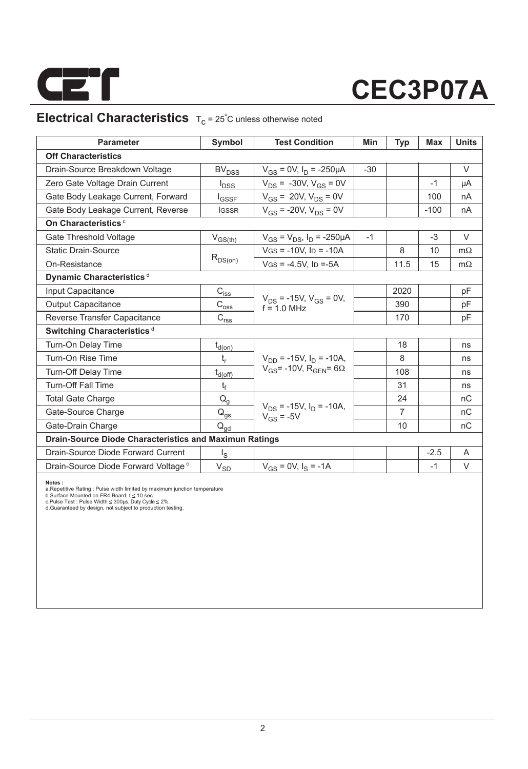# CEC3P07A

## Electrical Characteristics $T_C = 25^{\circ}C$ unless otherwise noted

| Parameter | Symbol | Test Condition | Min | Typ | Max | Units |
|---|---|---|---|---|---|---|
| **Off Characteristics** | | | | | | |
| Drain-Source Breakdown Voltage | $BV_{DSS}$ | $V_{GS}$ = 0V, $I_D$ = -250µA | -30 | | | V |
| Zero Gate Voltage Drain Current | $I_{DSS}$ | $V_{DS}$ = -30V, $V_{GS}$ = 0V | | | -1 | µA |
| Gate Body Leakage Current, Forward | $I_{GSSF}$ | $V_{GS}$ = 20V, $V_{DS}$ = 0V | | | 100 | nA |
| Gate Body Leakage Current, Reverse | $I_{GSSR}$ | $V_{GS}$ = -20V, $V_{DS}$ = 0V | | | -100 | nA |
| **On Characteristics** [c] | | | | | | |
| Gate Threshold Voltage | $V_{GS(th)}$ | $V_{GS}$ = $V_{DS}$, $I_D$ = -250µA | -1 | | -3 | V |
| Static Drain-Source On-Resistance | $R_{DS(on)}$ | $V_{GS}$ = -10V, $I_D$ = -10A | | 8 | 10 | mΩ |
| | | $V_{GS}$ = -4.5V, $I_D$ = -5A | | 11.5 | 15 | mΩ |
| **Dynamic Characteristics** [d] | | | | | | |
| Input Capacitance | $C_{iss}$ | $V_{DS}$ = -15V, $V_{GS}$ = 0V, f = 1.0 MHz | | 2020 | | pF |
| Output Capacitance | $C_{oss}$ | | | 390 | | pF |
| Reverse Transfer Capacitance | $C_{rss}$ | | | 170 | | pF |
| **Switching Characteristics** [d] | | | | | | |
| Turn-On Delay Time | $t_{d(on)}$ | $V_{DD}$ = -15V, $I_D$ = -10A, $V_{GS}$ = -10V, $R_{GEN}$ = 6Ω | | 18 | | ns |
| Turn-On Rise Time | $t_r$ | | | 8 | | ns |
| Turn-Off Delay Time | $t_{d(off)}$ | | | 108 | | ns |
| Turn-Off Fall Time | $t_f$ | | | 31 | | ns |
| Total Gate Charge | $Q_g$ | $V_{DS}$ = -15V, $I_D$ = -10A, $V_{GS}$ = -5V | | 24 | | nC |
| Gate-Source Charge | $Q_{gs}$ | | | 7 | | nC |
| Gate-Drain Charge | $Q_{gd}$ | | | 10 | | nC |
| **Drain-Source Diode Characteristics and Maximun Ratings** | | | | | | |
| Drain-Source Diode Forward Current | $I_S$ | | | | -2.5 | A |
| Drain-Source Diode Forward Voltage [c] | $V_{SD}$ | $V_{GS}$ = 0V, $I_S$ = -1A | | | -1 | V |

**Notes :**
a.Repetitive Rating : Pulse width limited by maximum junction temperature
b.Surface Mounted on FR4 Board, t ≤ 10 sec.
c.Pulse Test : Pulse Width ≤ 300µs, Duty Cycle ≤ 2%.
d.Guaranteed by design, not subject to production testing.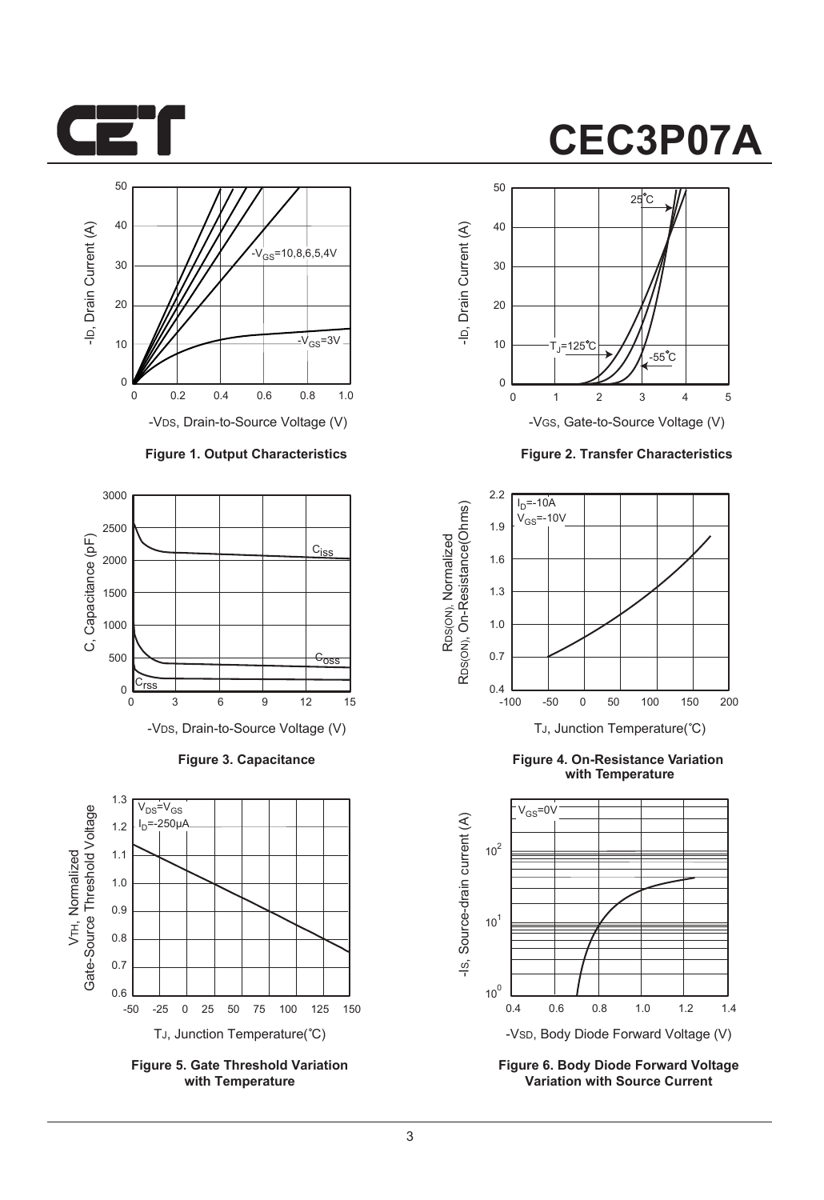Figure 1. Output Characteristics

Figure 2. Transfer Characteristics

Figure 3. Capacitance

Figure 4. On-Resistance Variation with Temperature

Figure 5. Gate Threshold Variation with Temperature

Figure 6. Body Diode Forward Voltage Variation with Source Current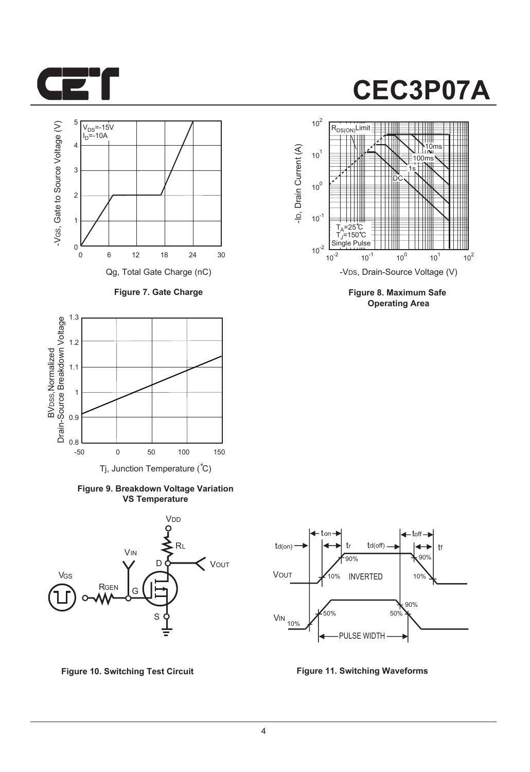Figure 7. Gate Charge

Figure 8. Maximum Safe Operating Area

Figure 9. Breakdown Voltage Variation VS Temperature

Figure 10. Switching Test Circuit

Figure 11. Switching Waveforms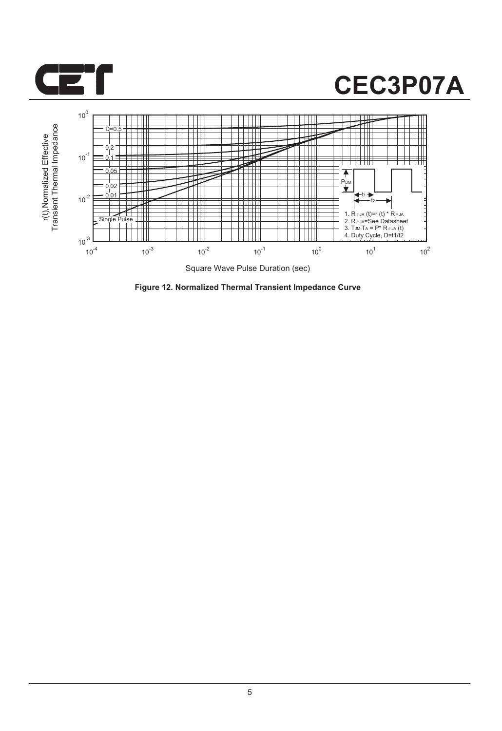# CEC3P07A

r(t),Normalized Effective Transient Thermal Impedance

$10^0$

$10^{-1}$

$10^{-2}$

$10^{-3}$

D=0.5

0.2

0.1

0.05

0.02

0.01

Single Pulse

$P_{DM}$

$t_1$

$t_2$

1. $R_{\theta JA}(t)=r(t) * R_{\theta JA}$
2. $R_{\theta JA}$=See Datasheet
3. $T_{JM}-T_A = P^* R_{\theta JA}(t)$
4. Duty Cycle, D=t1/t2

$10^{-4}$ $10^{-3}$ $10^{-2}$ $10^{-1}$ $10^{0}$ $10^{1}$ $10^{2}$

Square Wave Pulse Duration (sec)

**Figure 12. Normalized Thermal Transient Impedance Curve**